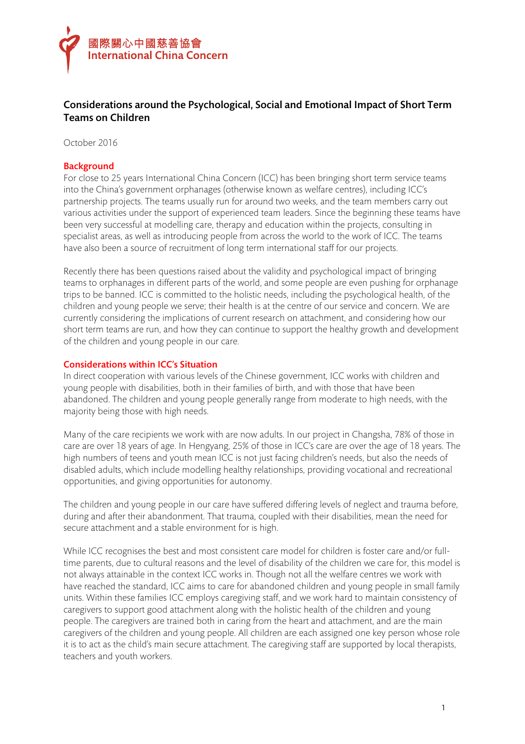國際關心中國慈善協會
International China Concern

# Considerations around the Psychological, Social and Emotional Impact of Short Term Teams on Children

October 2016

## Background

For close to 25 years International China Concern (ICC) has been bringing short term service teams into the China's government orphanages (otherwise known as welfare centres), including ICC's partnership projects. The teams usually run for around two weeks, and the team members carry out various activities under the support of experienced team leaders. Since the beginning these teams have been very successful at modelling care, therapy and education within the projects, consulting in specialist areas, as well as introducing people from across the world to the work of ICC. The teams have also been a source of recruitment of long term international staff for our projects.

Recently there has been questions raised about the validity and psychological impact of bringing teams to orphanages in different parts of the world, and some people are even pushing for orphanage trips to be banned. ICC is committed to the holistic needs, including the psychological health, of the children and young people we serve; their health is at the centre of our service and concern. We are currently considering the implications of current research on attachment, and considering how our short term teams are run, and how they can continue to support the healthy growth and development of the children and young people in our care.

## Considerations within ICC's Situation

In direct cooperation with various levels of the Chinese government, ICC works with children and young people with disabilities, both in their families of birth, and with those that have been abandoned. The children and young people generally range from moderate to high needs, with the majority being those with high needs.

Many of the care recipients we work with are now adults. In our project in Changsha, 78% of those in care are over 18 years of age. In Hengyang, 25% of those in ICC's care are over the age of 18 years. The high numbers of teens and youth mean ICC is not just facing children's needs, but also the needs of disabled adults, which include modelling healthy relationships, providing vocational and recreational opportunities, and giving opportunities for autonomy.

The children and young people in our care have suffered differing levels of neglect and trauma before, during and after their abandonment. That trauma, coupled with their disabilities, mean the need for secure attachment and a stable environment for is high.

While ICC recognises the best and most consistent care model for children is foster care and/or full-time parents, due to cultural reasons and the level of disability of the children we care for, this model is not always attainable in the context ICC works in. Though not all the welfare centres we work with have reached the standard, ICC aims to care for abandoned children and young people in small family units. Within these families ICC employs caregiving staff, and we work hard to maintain consistency of caregivers to support good attachment along with the holistic health of the children and young people. The caregivers are trained both in caring from the heart and attachment, and are the main caregivers of the children and young people. All children are each assigned one key person whose role it is to act as the child's main secure attachment. The caregiving staff are supported by local therapists, teachers and youth workers.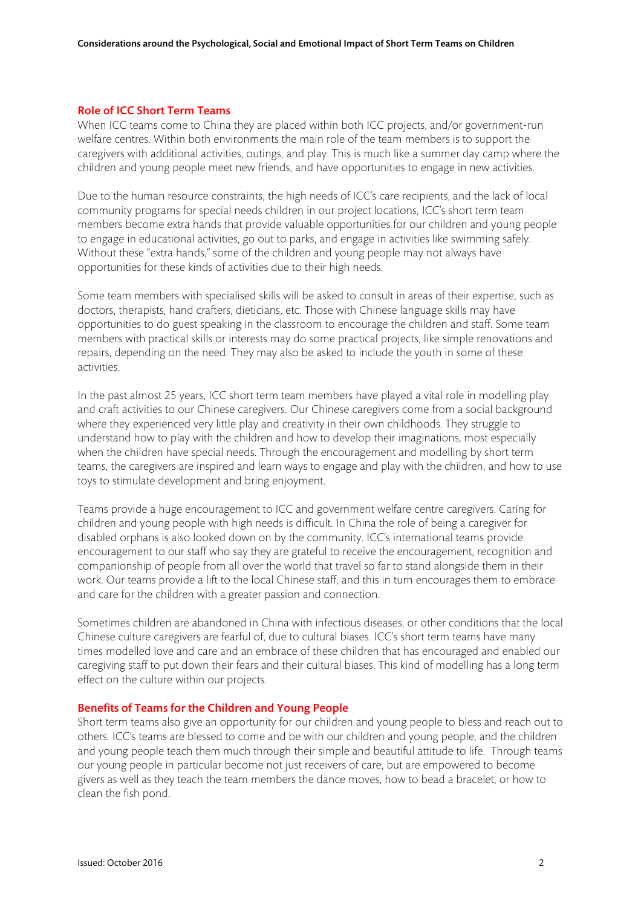## Role of ICC Short Term Teams

When ICC teams come to China they are placed within both ICC projects, and/or government-run welfare centres. Within both environments the main role of the team members is to support the caregivers with additional activities, outings, and play. This is much like a summer day camp where the children and young people meet new friends, and have opportunities to engage in new activities.

Due to the human resource constraints, the high needs of ICC's care recipients, and the lack of local community programs for special needs children in our project locations, ICC's short term team members become extra hands that provide valuable opportunities for our children and young people to engage in educational activities, go out to parks, and engage in activities like swimming safely. Without these "extra hands," some of the children and young people may not always have opportunities for these kinds of activities due to their high needs.

Some team members with specialised skills will be asked to consult in areas of their expertise, such as doctors, therapists, hand crafters, dieticians, etc. Those with Chinese language skills may have opportunities to do guest speaking in the classroom to encourage the children and staff. Some team members with practical skills or interests may do some practical projects, like simple renovations and repairs, depending on the need. They may also be asked to include the youth in some of these activities.

In the past almost 25 years, ICC short term team members have played a vital role in modelling play and craft activities to our Chinese caregivers. Our Chinese caregivers come from a social background where they experienced very little play and creativity in their own childhoods. They struggle to understand how to play with the children and how to develop their imaginations, most especially when the children have special needs. Through the encouragement and modelling by short term teams, the caregivers are inspired and learn ways to engage and play with the children, and how to use toys to stimulate development and bring enjoyment.

Teams provide a huge encouragement to ICC and government welfare centre caregivers. Caring for children and young people with high needs is difficult. In China the role of being a caregiver for disabled orphans is also looked down on by the community. ICC's international teams provide encouragement to our staff who say they are grateful to receive the encouragement, recognition and companionship of people from all over the world that travel so far to stand alongside them in their work. Our teams provide a lift to the local Chinese staff, and this in turn encourages them to embrace and care for the children with a greater passion and connection.

Sometimes children are abandoned in China with infectious diseases, or other conditions that the local Chinese culture caregivers are fearful of, due to cultural biases. ICC's short term teams have many times modelled love and care and an embrace of these children that has encouraged and enabled our caregiving staff to put down their fears and their cultural biases. This kind of modelling has a long term effect on the culture within our projects.

## Benefits of Teams for the Children and Young People

Short term teams also give an opportunity for our children and young people to bless and reach out to others. ICC's teams are blessed to come and be with our children and young people, and the children and young people teach them much through their simple and beautiful attitude to life. Through teams our young people in particular become not just receivers of care, but are empowered to become givers as well as they teach the team members the dance moves, how to bead a bracelet, or how to clean the fish pond.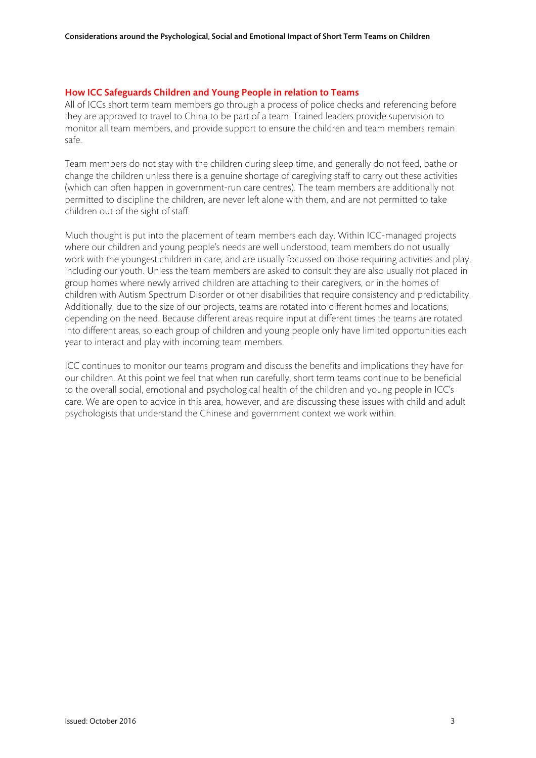## How ICC Safeguards Children and Young People in relation to Teams

All of ICCs short term team members go through a process of police checks and referencing before they are approved to travel to China to be part of a team. Trained leaders provide supervision to monitor all team members, and provide support to ensure the children and team members remain safe.

Team members do not stay with the children during sleep time, and generally do not feed, bathe or change the children unless there is a genuine shortage of caregiving staff to carry out these activities (which can often happen in government-run care centres). The team members are additionally not permitted to discipline the children, are never left alone with them, and are not permitted to take children out of the sight of staff.

Much thought is put into the placement of team members each day. Within ICC-managed projects where our children and young people's needs are well understood, team members do not usually work with the youngest children in care, and are usually focussed on those requiring activities and play, including our youth. Unless the team members are asked to consult they are also usually not placed in group homes where newly arrived children are attaching to their caregivers, or in the homes of children with Autism Spectrum Disorder or other disabilities that require consistency and predictability. Additionally, due to the size of our projects, teams are rotated into different homes and locations, depending on the need. Because different areas require input at different times the teams are rotated into different areas, so each group of children and young people only have limited opportunities each year to interact and play with incoming team members.

ICC continues to monitor our teams program and discuss the benefits and implications they have for our children. At this point we feel that when run carefully, short term teams continue to be beneficial to the overall social, emotional and psychological health of the children and young people in ICC's care. We are open to advice in this area, however, and are discussing these issues with child and adult psychologists that understand the Chinese and government context we work within.